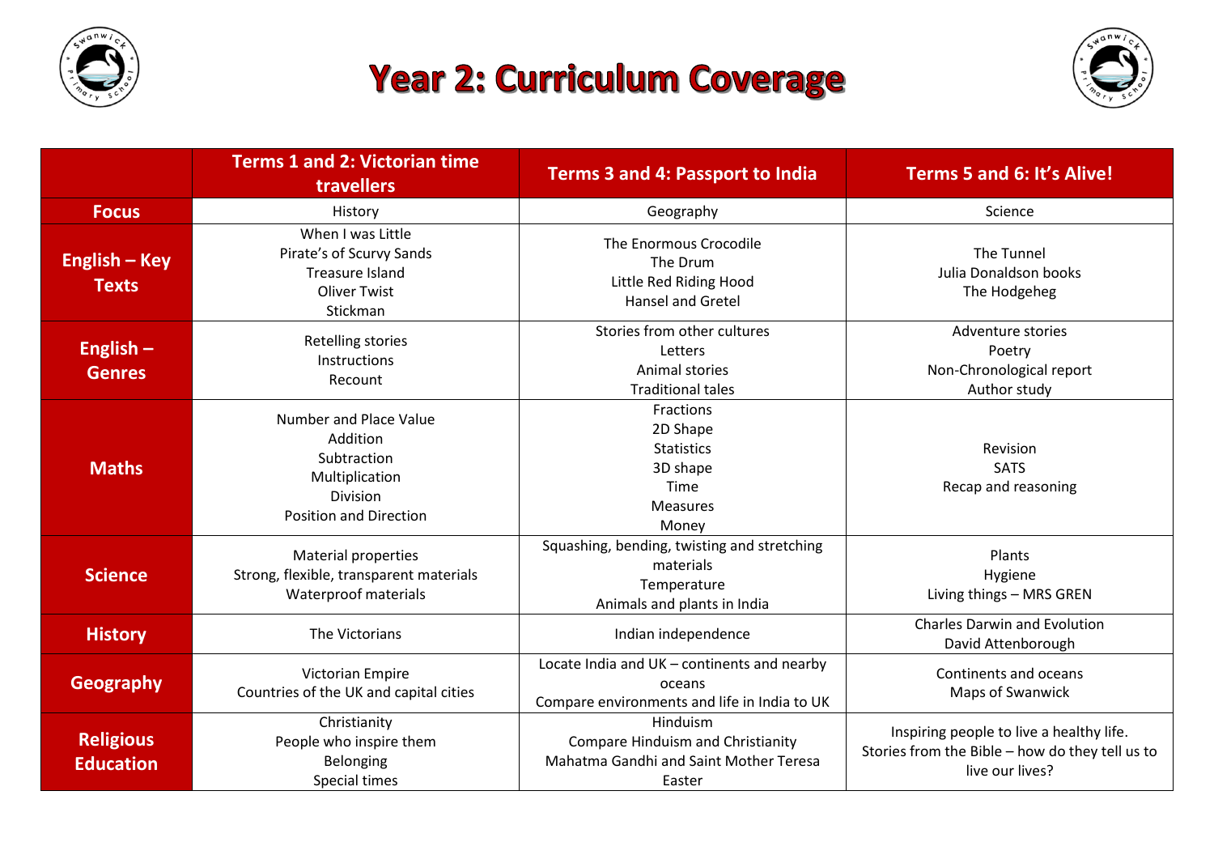# Year 2: Curriculum Coverage

| | Terms 1 and 2: Victorian time travellers | Terms 3 and 4: Passport to India | Terms 5 and 6: It's Alive! |
|---|---|---|---|
| **Focus** | History | Geography | Science |
| **English – Key Texts** | When I was Little<br>Pirate's of Scurvy Sands<br>Treasure Island<br>Oliver Twist<br>Stickman | The Enormous Crocodile<br>The Drum<br>Little Red Riding Hood<br>Hansel and Gretel | The Tunnel<br>Julia Donaldson books<br>The Hodgeheg |
| **English – Genres** | Retelling stories<br>Instructions<br>Recount | Stories from other cultures<br>Letters<br>Animal stories<br>Traditional tales | Adventure stories<br>Poetry<br>Non-Chronological report<br>Author study |
| **Maths** | Number and Place Value<br>Addition<br>Subtraction<br>Multiplication<br>Division<br>Position and Direction | Fractions<br>2D Shape<br>Statistics<br>3D shape<br>Time<br>Measures<br>Money | Revision<br>SATS<br>Recap and reasoning |
| **Science** | Material properties<br>Strong, flexible, transparent materials<br>Waterproof materials | Squashing, bending, twisting and stretching materials<br>Temperature<br>Animals and plants in India | Plants<br>Hygiene<br>Living things – MRS GREN |
| **History** | The Victorians | Indian independence | Charles Darwin and Evolution<br>David Attenborough |
| **Geography** | Victorian Empire<br>Countries of the UK and capital cities | Locate India and UK – continents and nearby oceans<br>Compare environments and life in India to UK | Continents and oceans<br>Maps of Swanwick |
| **Religious Education** | Christianity<br>People who inspire them<br>Belonging<br>Special times | Hinduism<br>Compare Hinduism and Christianity<br>Mahatma Gandhi and Saint Mother Teresa<br>Easter | Inspiring people to live a healthy life.<br>Stories from the Bible – how do they tell us to live our lives? |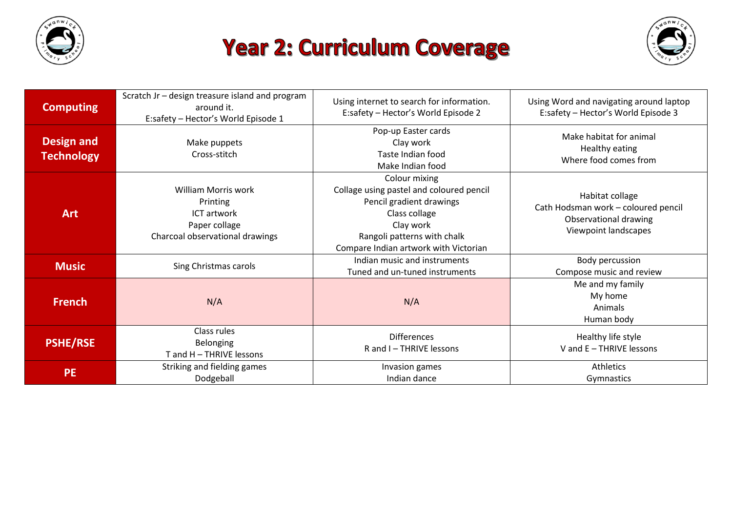# Year 2: Curriculum Coverage

| | | | |
|---|---|---|---|
| **Computing** | Scratch Jr – design treasure island and program around it.<br>E:safety – Hector's World Episode 1 | Using internet to search for information.<br>E:safety – Hector's World Episode 2 | Using Word and navigating around laptop<br>E:safety – Hector's World Episode 3 |
| **Design and Technology** | Make puppets<br>Cross-stitch | Pop-up Easter cards<br>Clay work<br>Taste Indian food<br>Make Indian food | Make habitat for animal<br>Healthy eating<br>Where food comes from |
| **Art** | William Morris work<br>Printing<br>ICT artwork<br>Paper collage<br>Charcoal observational drawings | Colour mixing<br>Collage using pastel and coloured pencil<br>Pencil gradient drawings<br>Class collage<br>Clay work<br>Rangoli patterns with chalk<br>Compare Indian artwork with Victorian | Habitat collage<br>Cath Hodsman work – coloured pencil<br>Observational drawing<br>Viewpoint landscapes |
| **Music** | Sing Christmas carols | Indian music and instruments<br>Tuned and un-tuned instruments | Body percussion<br>Compose music and review |
| **French** | N/A | N/A | Me and my family<br>My home<br>Animals<br>Human body |
| **PSHE/RSE** | Class rules<br>Belonging<br>T and H – THRIVE lessons | Differences<br>R and I – THRIVE lessons | Healthy life style<br>V and E – THRIVE lessons |
| **PE** | Striking and fielding games<br>Dodgeball | Invasion games<br>Indian dance | Athletics<br>Gymnastics |